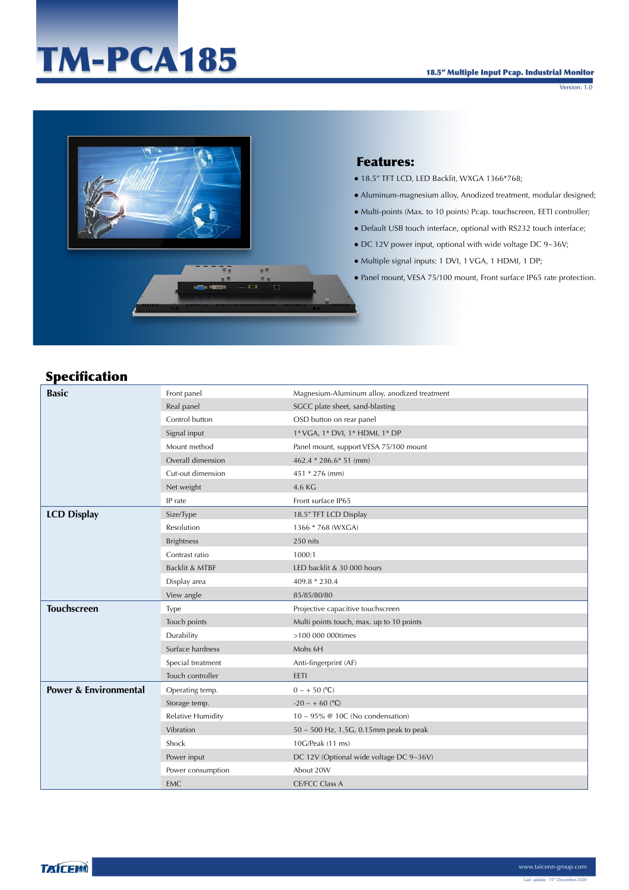# TM-PCA185

**18.5" Multiple Input Pcap. Industrial Monitor**

Version: 1.0

## Features:

- 18.5" TFT LCD, LED Backlit, WXGA 1366*768;
- Aluminum-magnesium alloy, Anodized treatment, modular designed;
- Multi-points (Max. to 10 points) Pcap. touchscreen, EETI controller;
- Default USB touch interface, optional with RS232 touch interface;
- DC 12V power input, optional with wide voltage DC 9~36V;
- Multiple signal inputs: 1 DVI, 1 VGA, 1 HDMI, 1 DP;
- Panel mount, VESA 75/100 mount, Front surface IP65 rate protection.

## Specification

| | | |
|---|---|---|
| **Basic** | Front panel | Magnesium-Aluminum alloy, anodized treatment |
| | Real panel | SGCC plate sheet, sand-blasting |
| | Control button | OSD button on rear panel |
| | Signal input | 1* VGA, 1* DVI, 1* HDMI, 1* DP |
| | Mount method | Panel mount, support VESA 75/100 mount |
| | Overall dimension | 462.4 * 286.6* 51 (mm) |
| | Cut-out dimension | 451 * 276 (mm) |
| | Net weight | 4.6 KG |
| | IP rate | Front surface IP65 |
| **LCD Display** | Size/Type | 18.5" TFT LCD Display |
| | Resolution | 1366 * 768 (WXGA) |
| | Brightness | 250 nits |
| | Contrast ratio | 1000:1 |
| | Backlit & MTBF | LED backlit & 30 000 hours |
| | Display area | 409.8 * 230.4 |
| | View angle | 85/85/80/80 |
| **Touchscreen** | Type | Projective capacitive touchscreen |
| | Touch points | Multi points touch, max. up to 10 points |
| | Durability | >100 000 000times |
| | Surface hardness | Mohs 6H |
| | Special treatment | Anti-fingerprint (AF) |
| | Touch controller | EETI |
| **Power & Environmental** | Operating temp. | 0 ~ + 50 (℃) |
| | Storage temp. | -20 ~ + 60 (℃) |
| | Relative Humidity | 10 ~ 95% @ 10C (No condensation) |
| | Vibration | 50 ~ 500 Hz, 1.5G, 0.15mm peak to peak |
| | Shock | 10G/Peak (11 ms) |
| | Power input | DC 12V (Optional wide voltage DC 9~36V) |
| | Power consumption | About 20W |
| | EMC | CE/FCC Class A |

TAICENN

www.taicenn-group.com

Last update: 15th-December-2020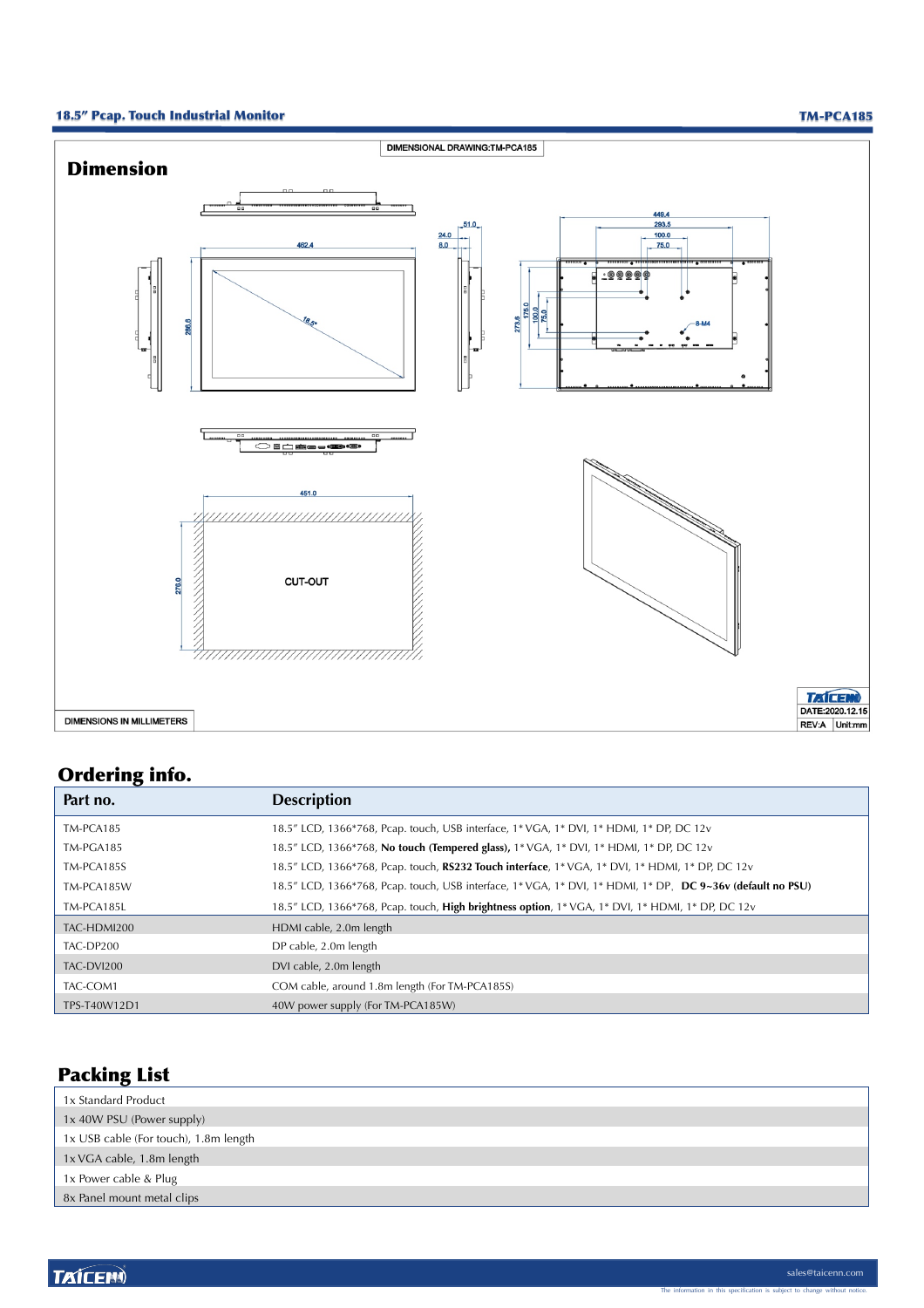## Dimension

DIMENSIONAL DRAWING:TM-PCA185

462.4

286.6

18.5"

24.0

8.0

51.0

449.4

293.5

100.0

75.0

273.6

175.0

100.0

75.0

8-M4

451.0

276.0

CUT-OUT

DIMENSIONS IN MILLIMETERS

DATE:2020.12.15

REV:A Unit:mm

## Ordering info.

| Part no. | Description |
|---|---|
| TM-PCA185 | 18.5" LCD, 1366*768, Pcap. touch, USB interface, 1* VGA, 1* DVI, 1* HDMI, 1* DP, DC 12v |
| TM-PGA185 | 18.5" LCD, 1366*768, **No touch (Tempered glass),** 1* VGA, 1* DVI, 1* HDMI, 1* DP, DC 12v |
| TM-PCA185S | 18.5" LCD, 1366*768, Pcap. touch, **RS232 Touch interface**, 1* VGA, 1* DVI, 1* HDMI, 1* DP, DC 12v |
| TM-PCA185W | 18.5" LCD, 1366*768, Pcap. touch, USB interface, 1* VGA, 1* DVI, 1* HDMI, 1* DP, **DC 9~36v (default no PSU)** |
| TM-PCA185L | 18.5" LCD, 1366*768, Pcap. touch, **High brightness option**, 1* VGA, 1* DVI, 1* HDMI, 1* DP, DC 12v |
| TAC-HDMI200 | HDMI cable, 2.0m length |
| TAC-DP200 | DP cable, 2.0m length |
| TAC-DVI200 | DVI cable, 2.0m length |
| TAC-COM1 | COM cable, around 1.8m length (For TM-PCA185S) |
| TPS-T40W12D1 | 40W power supply (For TM-PCA185W) |

## Packing List

- 1x Standard Product
- 1x 40W PSU (Power supply)
- 1x USB cable (For touch), 1.8m length
- 1x VGA cable, 1.8m length
- 1x Power cable & Plug
- 8x Panel mount metal clips

sales@taicenn.com

The information in this specification is subject to change without notice.